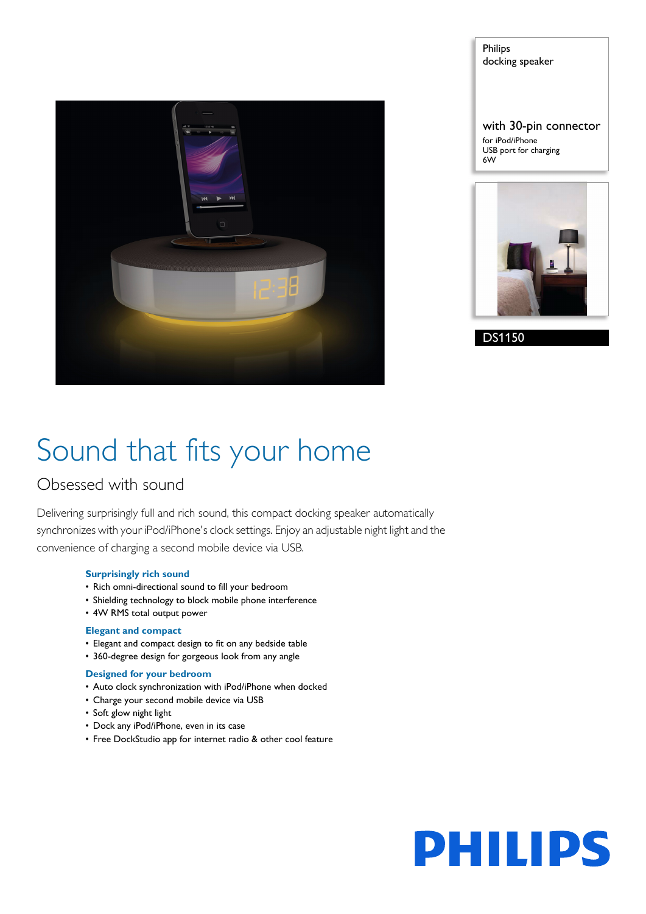Philips
docking speaker

with 30-pin connector
for iPod/iPhone
USB port for charging
6W

DS1150

# Sound that fits your home

## Obsessed with sound

Delivering surprisingly full and rich sound, this compact docking speaker automatically synchronizes with your iPod/iPhone's clock settings. Enjoy an adjustable night light and the convenience of charging a second mobile device via USB.

### Surprisingly rich sound

- Rich omni-directional sound to fill your bedroom
- Shielding technology to block mobile phone interference
- 4W RMS total output power

### Elegant and compact

- Elegant and compact design to fit on any bedside table
- 360-degree design for gorgeous look from any angle

### Designed for your bedroom

- Auto clock synchronization with iPod/iPhone when docked
- Charge your second mobile device via USB
- Soft glow night light
- Dock any iPod/iPhone, even in its case
- Free DockStudio app for internet radio & other cool feature

PHILIPS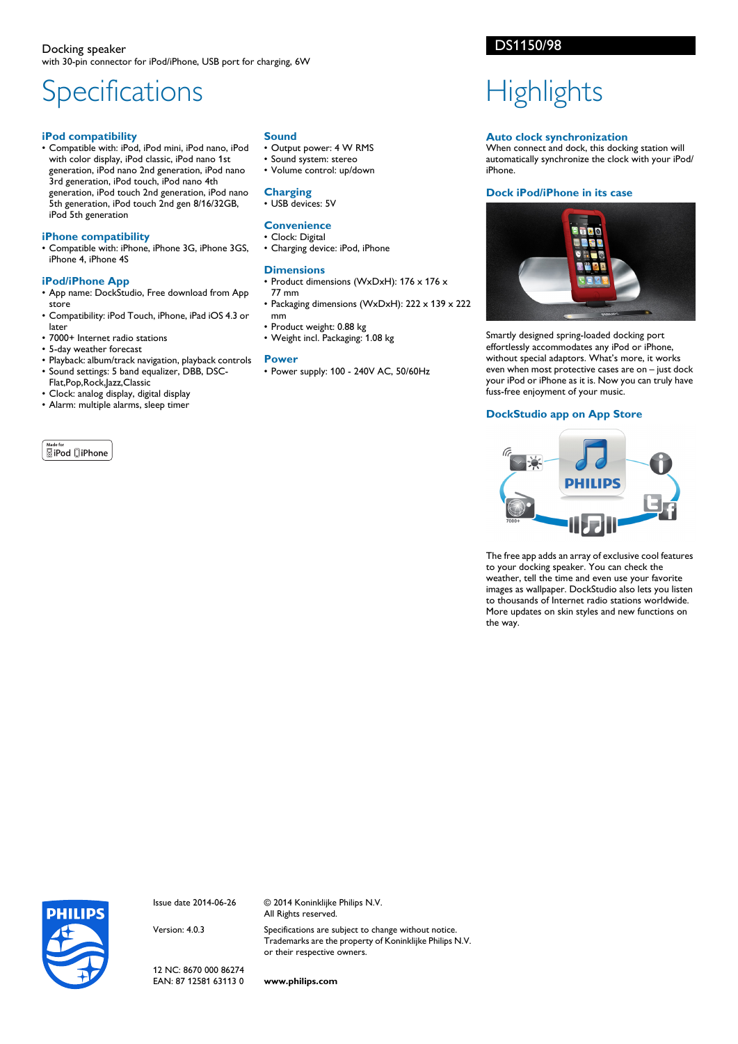Docking speaker
with 30-pin connector for iPod/iPhone, USB port for charging, 6W

DS1150/98

# Specifications

### iPod compatibility
- Compatible with: iPod, iPod mini, iPod nano, iPod with color display, iPod classic, iPod nano 1st generation, iPod nano 2nd generation, iPod nano 3rd generation, iPod touch, iPod nano 4th generation, iPod touch 2nd generation, iPod nano 5th generation, iPod touch 2nd gen 8/16/32GB, iPod 5th generation

### iPhone compatibility
- Compatible with: iPhone, iPhone 3G, iPhone 3GS, iPhone 4, iPhone 4S

### iPod/iPhone App
- App name: DockStudio, Free download from App store
- Compatibility: iPod Touch, iPhone, iPad iOS 4.3 or later
- 7000+ Internet radio stations
- 5-day weather forecast
- Playback: album/track navigation, playback controls
- Sound settings: 5 band equalizer, DBB, DSC-Flat,Pop,Rock,Jazz,Classic
- Clock: analog display, digital display
- Alarm: multiple alarms, sleep timer

Made for iPod iPhone

### Sound
- Output power: 4 W RMS
- Sound system: stereo
- Volume control: up/down

### Charging
- USB devices: 5V

### Convenience
- Clock: Digital
- Charging device: iPod, iPhone

### Dimensions
- Product dimensions (WxDxH): 176 x 176 x 77 mm
- Packaging dimensions (WxDxH): 222 x 139 x 222 mm
- Product weight: 0.88 kg
- Weight incl. Packaging: 1.08 kg

### Power
- Power supply: 100 - 240V AC, 50/60Hz

# Highlights

### Auto clock synchronization
When connect and dock, this docking station will automatically synchronize the clock with your iPod/ iPhone.

### Dock iPod/iPhone in its case
Smartly designed spring-loaded docking port effortlessly accommodates any iPod or iPhone, without special adaptors. What's more, it works even when most protective cases are on – just dock your iPod or iPhone as it is. Now you can truly have fuss-free enjoyment of your music.

### DockStudio app on App Store
The free app adds an array of exclusive cool features to your docking speaker. You can check the weather, tell the time and even use your favorite images as wallpaper. DockStudio also lets you listen to thousands of Internet radio stations worldwide. More updates on skin styles and new functions on the way.

Issue date 2014-06-26

Version: 4.0.3

12 NC: 8670 000 86274
EAN: 87 12581 63113 0

© 2014 Koninklijke Philips N.V.
All Rights reserved.

Specifications are subject to change without notice. Trademarks are the property of Koninklijke Philips N.V. or their respective owners.

**www.philips.com**